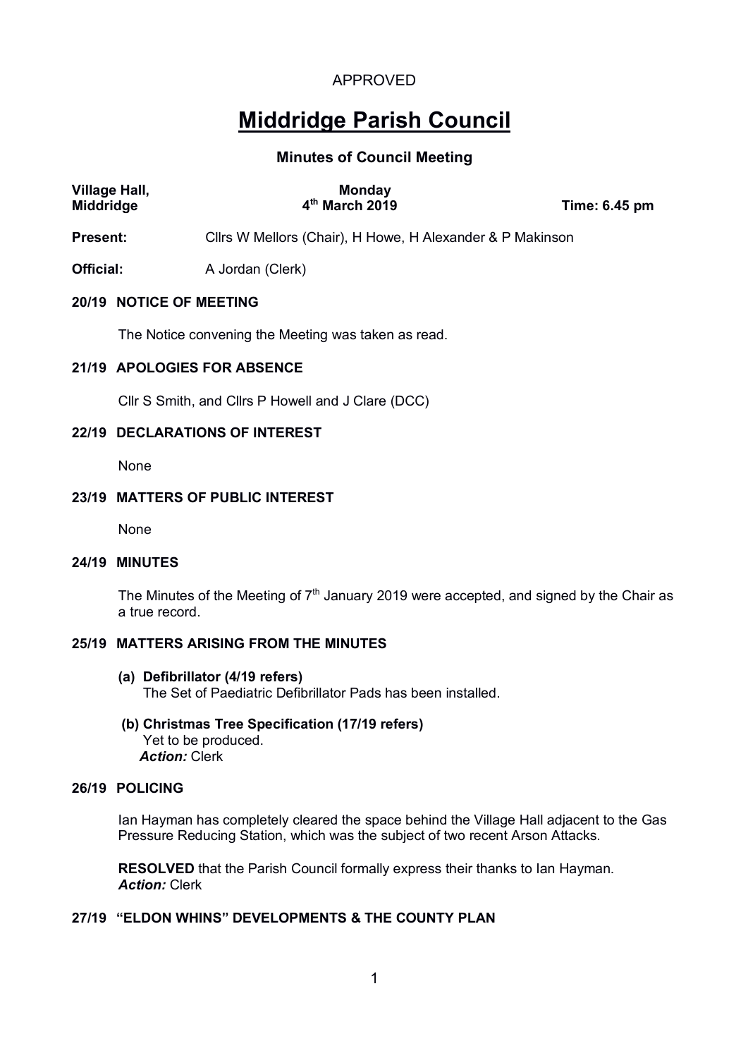APPROVED

# Middridge Parish Council

## Minutes of Council Meeting

**Village Hall, Middridge** — **Monday 4th March 2019** — **Time: 6.45 pm**

**Present:** Cllrs W Mellors (Chair), H Howe, H Alexander & P Makinson

**Official:** A Jordan (Clerk)

### 20/19 NOTICE OF MEETING

The Notice convening the Meeting was taken as read.

### 21/19 APOLOGIES FOR ABSENCE

Cllr S Smith, and Cllrs P Howell and J Clare (DCC)

### 22/19 DECLARATIONS OF INTEREST

None

### 23/19 MATTERS OF PUBLIC INTEREST

None

### 24/19 MINUTES

The Minutes of the Meeting of 7th January 2019 were accepted, and signed by the Chair as a true record.

### 25/19 MATTERS ARISING FROM THE MINUTES

**(a) Defibrillator (4/19 refers)**
The Set of Paediatric Defibrillator Pads has been installed.

**(b) Christmas Tree Specification (17/19 refers)**
Yet to be produced.
***Action:*** Clerk

### 26/19 POLICING

Ian Hayman has completely cleared the space behind the Village Hall adjacent to the Gas Pressure Reducing Station, which was the subject of two recent Arson Attacks.

**RESOLVED** that the Parish Council formally express their thanks to Ian Hayman.
***Action:*** Clerk

### 27/19 "ELDON WHINS" DEVELOPMENTS & THE COUNTY PLAN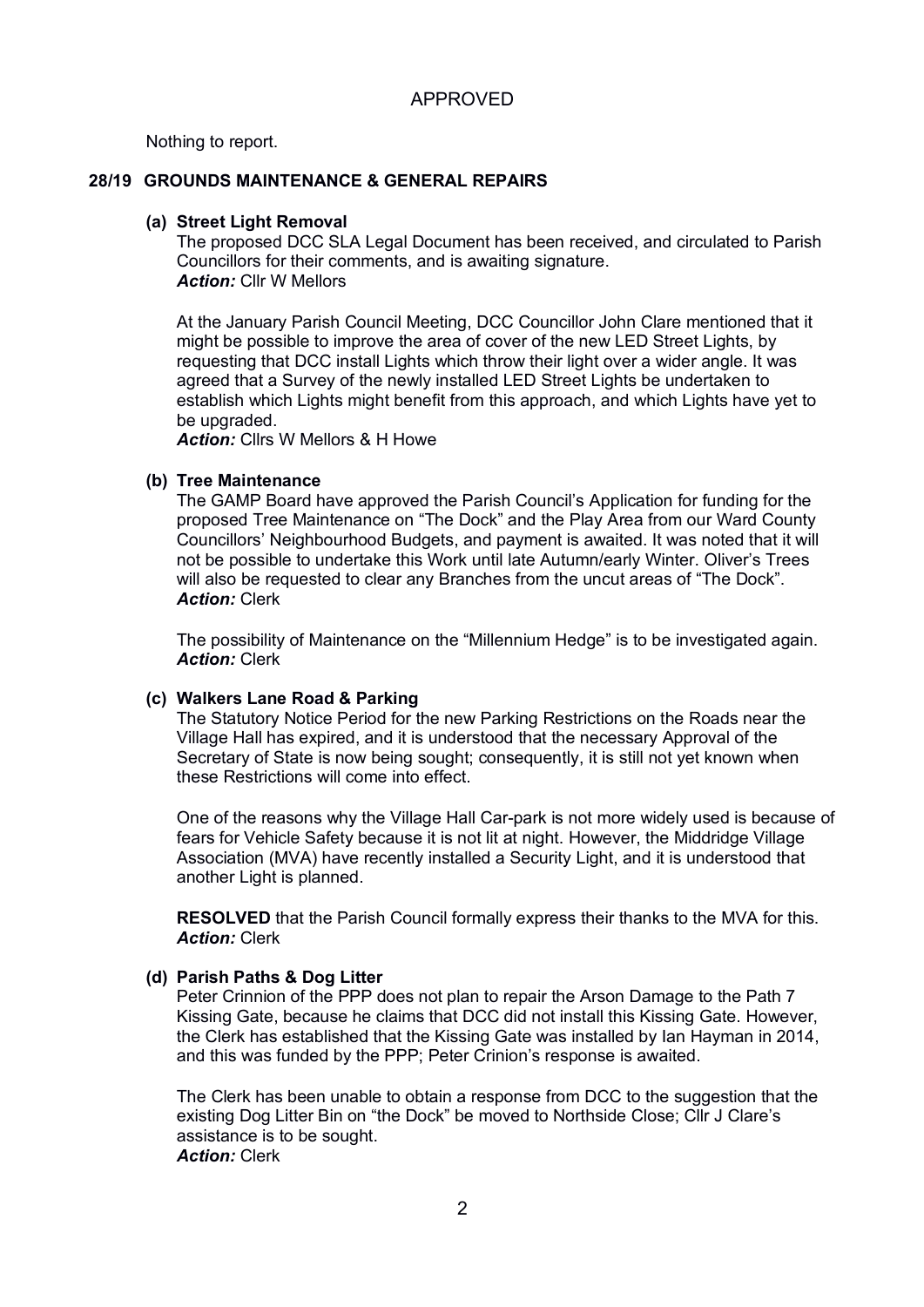APPROVED

Nothing to report.

## 28/19 GROUNDS MAINTENANCE & GENERAL REPAIRS

### (a) Street Light Removal

The proposed DCC SLA Legal Document has been received, and circulated to Parish Councillors for their comments, and is awaiting signature.
***Action:*** Cllr W Mellors

At the January Parish Council Meeting, DCC Councillor John Clare mentioned that it might be possible to improve the area of cover of the new LED Street Lights, by requesting that DCC install Lights which throw their light over a wider angle. It was agreed that a Survey of the newly installed LED Street Lights be undertaken to establish which Lights might benefit from this approach, and which Lights have yet to be upgraded.
***Action:*** Cllrs W Mellors & H Howe

### (b) Tree Maintenance

The GAMP Board have approved the Parish Council's Application for funding for the proposed Tree Maintenance on "The Dock" and the Play Area from our Ward County Councillors' Neighbourhood Budgets, and payment is awaited. It was noted that it will not be possible to undertake this Work until late Autumn/early Winter. Oliver's Trees will also be requested to clear any Branches from the uncut areas of "The Dock".
***Action:*** Clerk

The possibility of Maintenance on the "Millennium Hedge" is to be investigated again.
***Action:*** Clerk

### (c) Walkers Lane Road & Parking

The Statutory Notice Period for the new Parking Restrictions on the Roads near the Village Hall has expired, and it is understood that the necessary Approval of the Secretary of State is now being sought; consequently, it is still not yet known when these Restrictions will come into effect.

One of the reasons why the Village Hall Car-park is not more widely used is because of fears for Vehicle Safety because it is not lit at night. However, the Middridge Village Association (MVA) have recently installed a Security Light, and it is understood that another Light is planned.

**RESOLVED** that the Parish Council formally express their thanks to the MVA for this.
***Action:*** Clerk

### (d) Parish Paths & Dog Litter

Peter Crinnion of the PPP does not plan to repair the Arson Damage to the Path 7 Kissing Gate, because he claims that DCC did not install this Kissing Gate. However, the Clerk has established that the Kissing Gate was installed by Ian Hayman in 2014, and this was funded by the PPP; Peter Crinion's response is awaited.

The Clerk has been unable to obtain a response from DCC to the suggestion that the existing Dog Litter Bin on "the Dock" be moved to Northside Close; Cllr J Clare's assistance is to be sought.
***Action:*** Clerk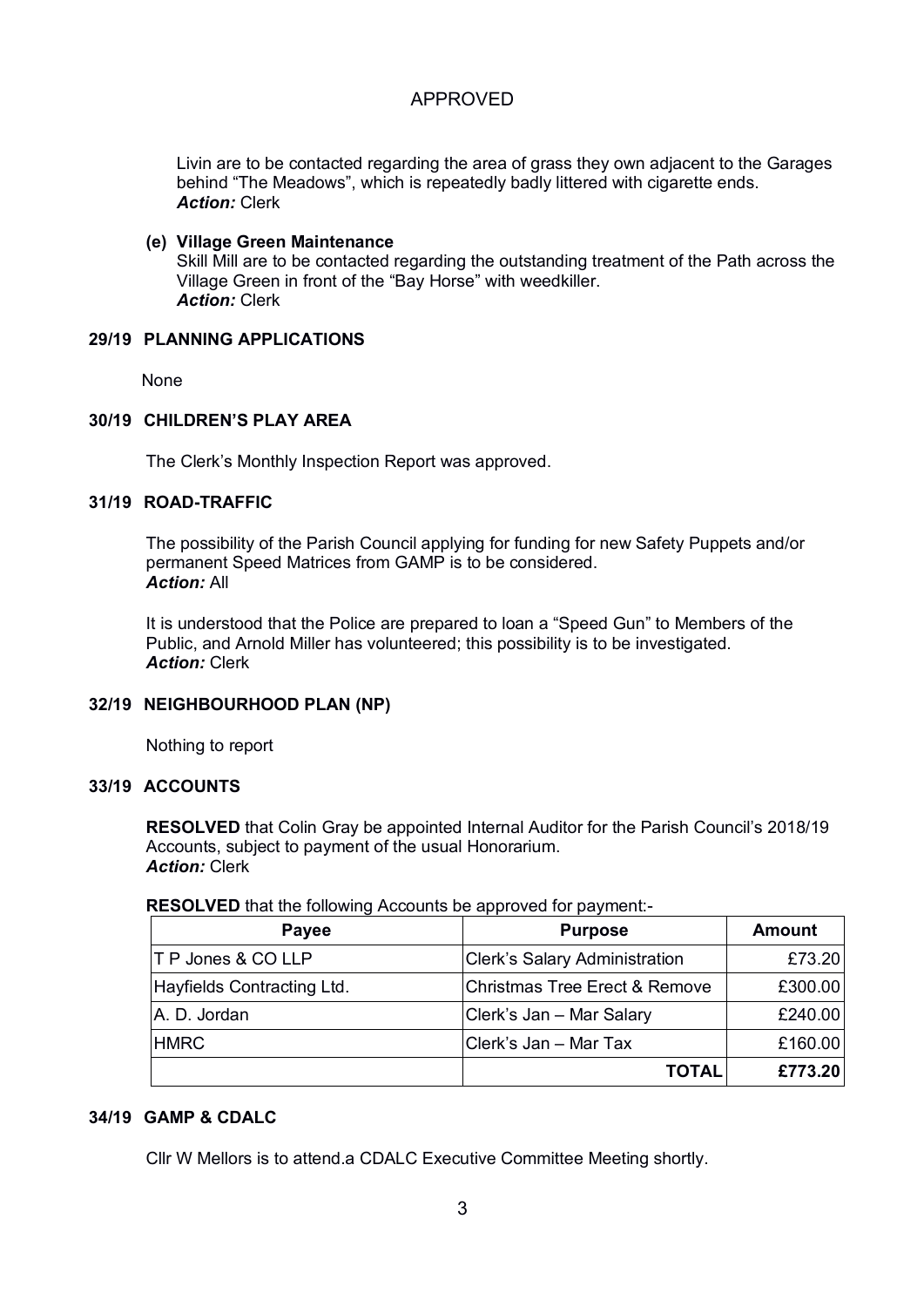APPROVED

Livin are to be contacted regarding the area of grass they own adjacent to the Garages behind "The Meadows", which is repeatedly badly littered with cigarette ends.
***Action:*** Clerk

**(e) Village Green Maintenance**
Skill Mill are to be contacted regarding the outstanding treatment of the Path across the Village Green in front of the "Bay Horse" with weedkiller.
***Action:*** Clerk

## 29/19 PLANNING APPLICATIONS

None

## 30/19 CHILDREN'S PLAY AREA

The Clerk's Monthly Inspection Report was approved.

## 31/19 ROAD-TRAFFIC

The possibility of the Parish Council applying for funding for new Safety Puppets and/or permanent Speed Matrices from GAMP is to be considered.
***Action:*** All

It is understood that the Police are prepared to loan a "Speed Gun" to Members of the Public, and Arnold Miller has volunteered; this possibility is to be investigated.
***Action:*** Clerk

## 32/19 NEIGHBOURHOOD PLAN (NP)

Nothing to report

## 33/19 ACCOUNTS

**RESOLVED** that Colin Gray be appointed Internal Auditor for the Parish Council's 2018/19 Accounts, subject to payment of the usual Honorarium.
***Action:*** Clerk

**RESOLVED** that the following Accounts be approved for payment:-

| Payee | Purpose | Amount |
|---|---|---|
| T P Jones & CO LLP | Clerk's Salary Administration | £73.20 |
| Hayfields Contracting Ltd. | Christmas Tree Erect & Remove | £300.00 |
| A. D. Jordan | Clerk's Jan – Mar Salary | £240.00 |
| HMRC | Clerk's Jan – Mar Tax | £160.00 |
| | **TOTAL** | **£773.20** |

## 34/19 GAMP & CDALC

Cllr W Mellors is to attend.a CDALC Executive Committee Meeting shortly.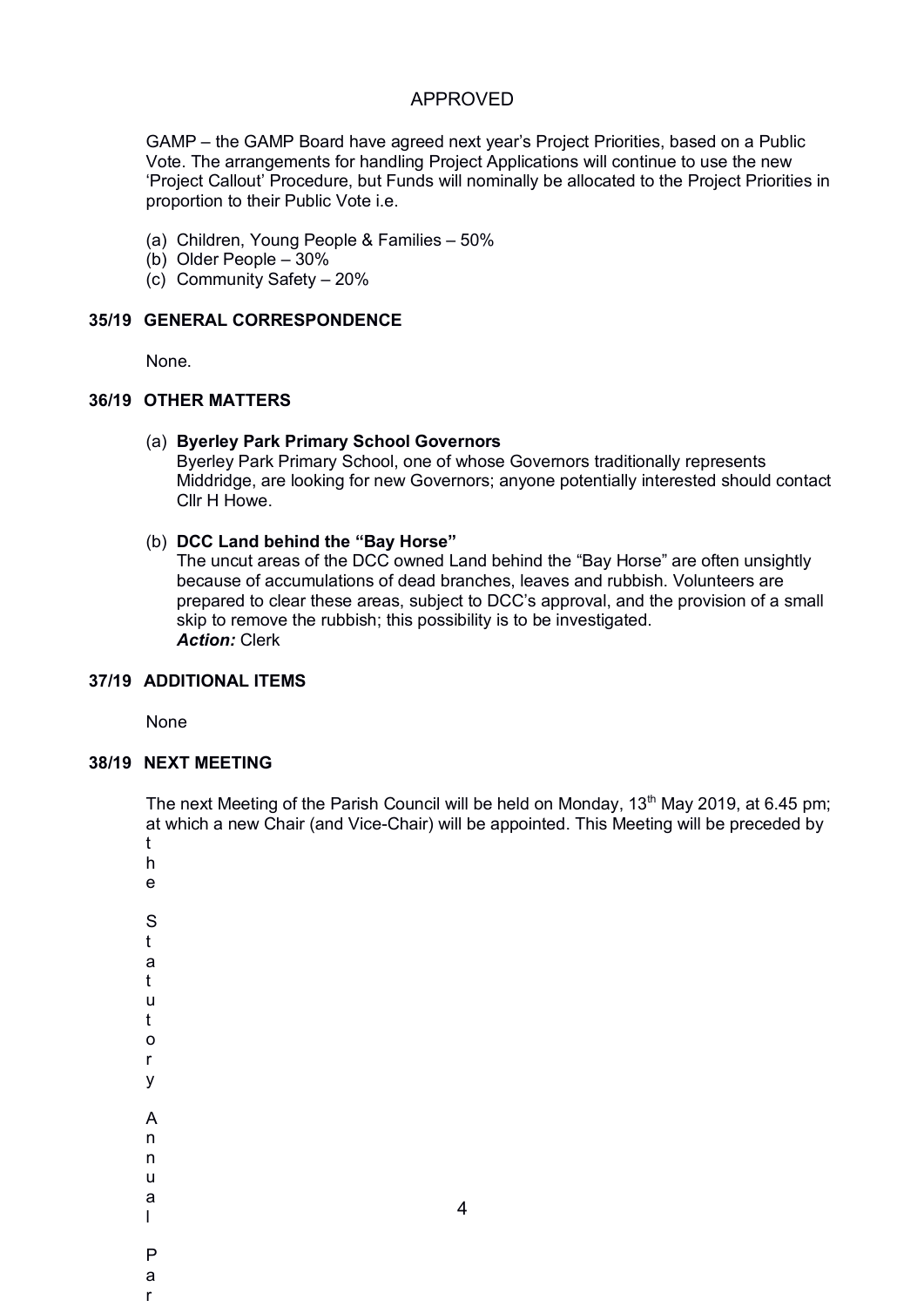APPROVED

GAMP – the GAMP Board have agreed next year's Project Priorities, based on a Public Vote. The arrangements for handling Project Applications will continue to use the new 'Project Callout' Procedure, but Funds will nominally be allocated to the Project Priorities in proportion to their Public Vote i.e.

(a) Children, Young People & Families – 50%
(b) Older People – 30%
(c) Community Safety – 20%

### 35/19 GENERAL CORRESPONDENCE

None.

### 36/19 OTHER MATTERS

(a) **Byerley Park Primary School Governors**
Byerley Park Primary School, one of whose Governors traditionally represents Middridge, are looking for new Governors; anyone potentially interested should contact Cllr H Howe.

(b) **DCC Land behind the "Bay Horse"**
The uncut areas of the DCC owned Land behind the "Bay Horse" are often unsightly because of accumulations of dead branches, leaves and rubbish. Volunteers are prepared to clear these areas, subject to DCC's approval, and the provision of a small skip to remove the rubbish; this possibility is to be investigated.
***Action:*** Clerk

### 37/19 ADDITIONAL ITEMS

None

### 38/19 NEXT MEETING

The next Meeting of the Parish Council will be held on Monday, 13th May 2019, at 6.45 pm; at which a new Chair (and Vice-Chair) will be appointed. This Meeting will be preceded by the Statutory Annual Par